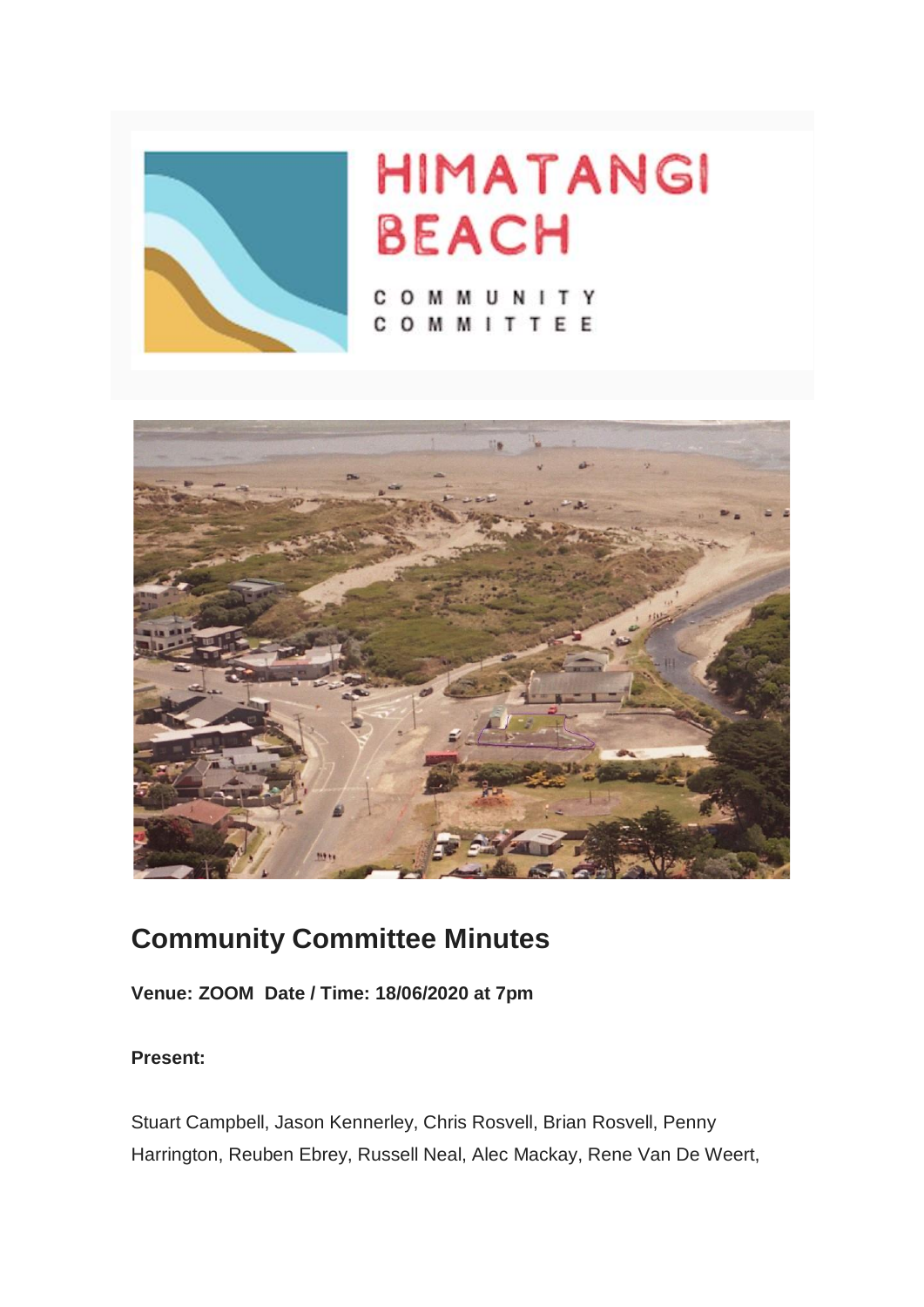# HIMATANGI BEACH

COMMUNITY COMMITTEE

## Community Committee Minutes

**Venue: ZOOM  Date / Time: 18/06/2020 at 7pm**

**Present:**

Stuart Campbell, Jason Kennerley, Chris Rosvell, Brian Rosvell, Penny Harrington, Reuben Ebrey, Russell Neal, Alec Mackay, Rene Van De Weert,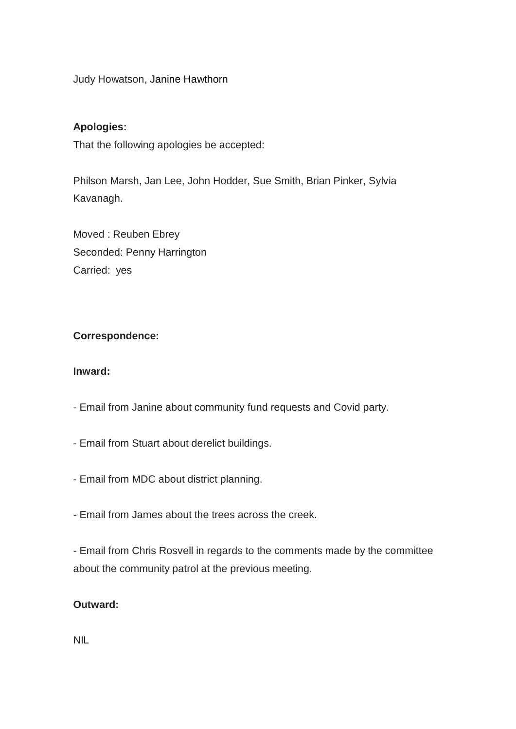Judy Howatson, Janine Hawthorn

**Apologies:**

That the following apologies be accepted:

Philson Marsh, Jan Lee, John Hodder, Sue Smith, Brian Pinker, Sylvia Kavanagh.

Moved : Reuben Ebrey
Seconded: Penny Harrington
Carried: yes

**Correspondence:**

**Inward:**

- Email from Janine about community fund requests and Covid party.

- Email from Stuart about derelict buildings.

- Email from MDC about district planning.

- Email from James about the trees across the creek.

- Email from Chris Rosvell in regards to the comments made by the committee about the community patrol at the previous meeting.

**Outward:**

NIL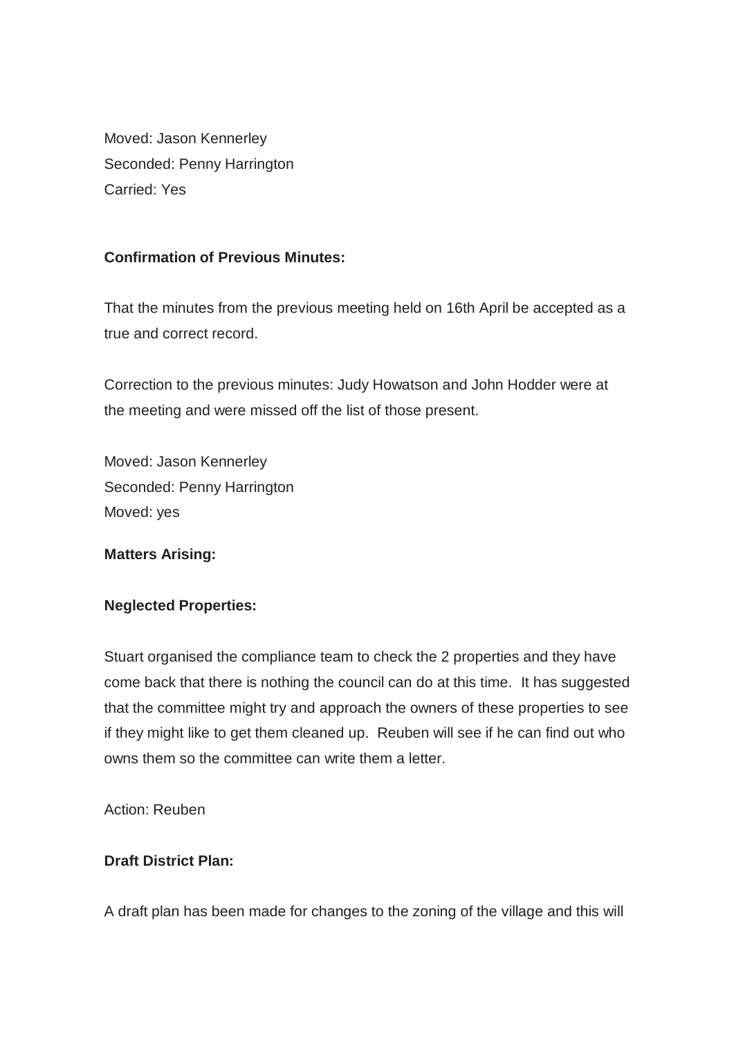Moved: Jason Kennerley  
Seconded: Penny Harrington  
Carried: Yes

**Confirmation of Previous Minutes:**

That the minutes from the previous meeting held on 16th April be accepted as a true and correct record.

Correction to the previous minutes: Judy Howatson and John Hodder were at the meeting and were missed off the list of those present.

Moved: Jason Kennerley  
Seconded: Penny Harrington  
Moved: yes

**Matters Arising:**

**Neglected Properties:**

Stuart organised the compliance team to check the 2 properties and they have come back that there is nothing the council can do at this time. It has suggested that the committee might try and approach the owners of these properties to see if they might like to get them cleaned up. Reuben will see if he can find out who owns them so the committee can write them a letter.

Action: Reuben

**Draft District Plan:**

A draft plan has been made for changes to the zoning of the village and this will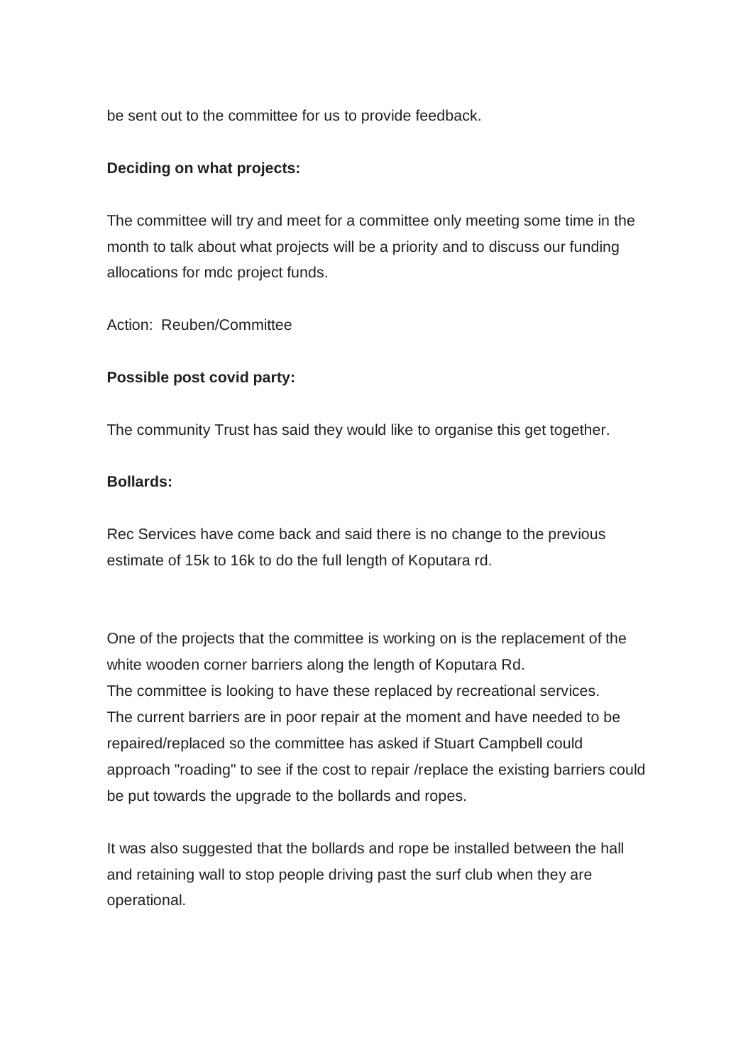be sent out to the committee for us to provide feedback.

**Deciding on what projects:**

The committee will try and meet for a committee only meeting some time in the month to talk about what projects will be a priority and to discuss our funding allocations for mdc project funds.

Action: Reuben/Committee

**Possible post covid party:**

The community Trust has said they would like to organise this get together.

**Bollards:**

Rec Services have come back and said there is no change to the previous estimate of 15k to 16k to do the full length of Koputara rd.

One of the projects that the committee is working on is the replacement of the white wooden corner barriers along the length of Koputara Rd.
The committee is looking to have these replaced by recreational services.
The current barriers are in poor repair at the moment and have needed to be repaired/replaced so the committee has asked if Stuart Campbell could approach "roading" to see if the cost to repair /replace the existing barriers could be put towards the upgrade to the bollards and ropes.

It was also suggested that the bollards and rope be installed between the hall and retaining wall to stop people driving past the surf club when they are operational.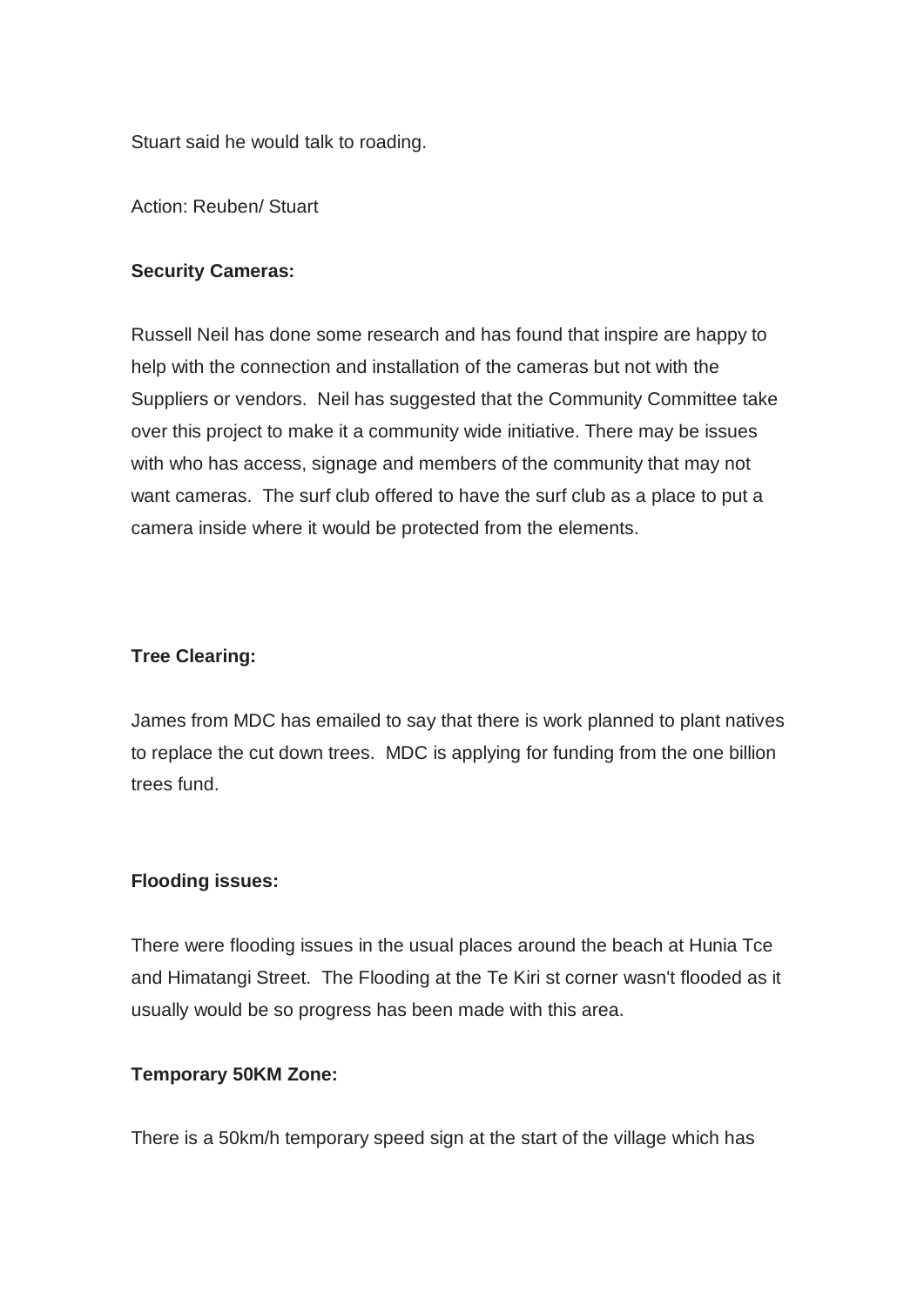Stuart said he would talk to roading.

Action: Reuben/ Stuart

**Security Cameras:**

Russell Neil has done some research and has found that inspire are happy to help with the connection and installation of the cameras but not with the Suppliers or vendors. Neil has suggested that the Community Committee take over this project to make it a community wide initiative. There may be issues with who has access, signage and members of the community that may not want cameras. The surf club offered to have the surf club as a place to put a camera inside where it would be protected from the elements.

**Tree Clearing:**

James from MDC has emailed to say that there is work planned to plant natives to replace the cut down trees. MDC is applying for funding from the one billion trees fund.

**Flooding issues:**

There were flooding issues in the usual places around the beach at Hunia Tce and Himatangi Street. The Flooding at the Te Kiri st corner wasn't flooded as it usually would be so progress has been made with this area.

**Temporary 50KM Zone:**

There is a 50km/h temporary speed sign at the start of the village which has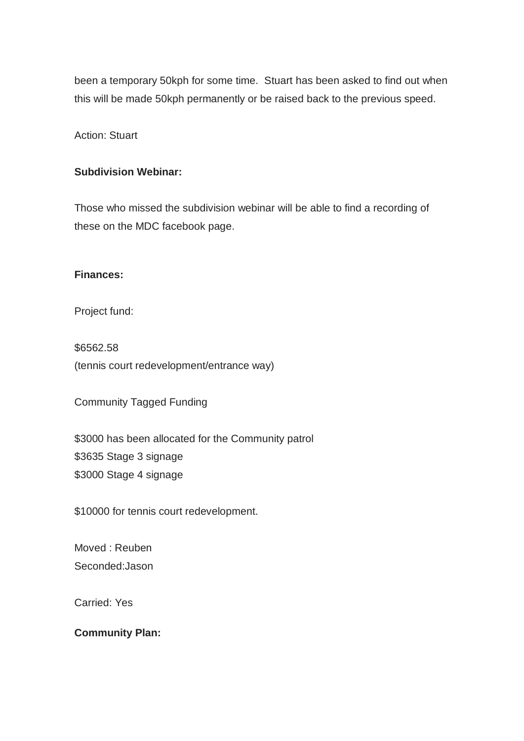been a temporary 50kph for some time.  Stuart has been asked to find out when this will be made 50kph permanently or be raised back to the previous speed.

Action: Stuart

**Subdivision Webinar:**

Those who missed the subdivision webinar will be able to find a recording of these on the MDC facebook page.

**Finances:**

Project fund:

$6562.58
(tennis court redevelopment/entrance way)

Community Tagged Funding

$3000 has been allocated for the Community patrol
$3635 Stage 3 signage
$3000 Stage 4 signage

$10000 for tennis court redevelopment.

Moved : Reuben
Seconded:Jason

Carried: Yes

**Community Plan:**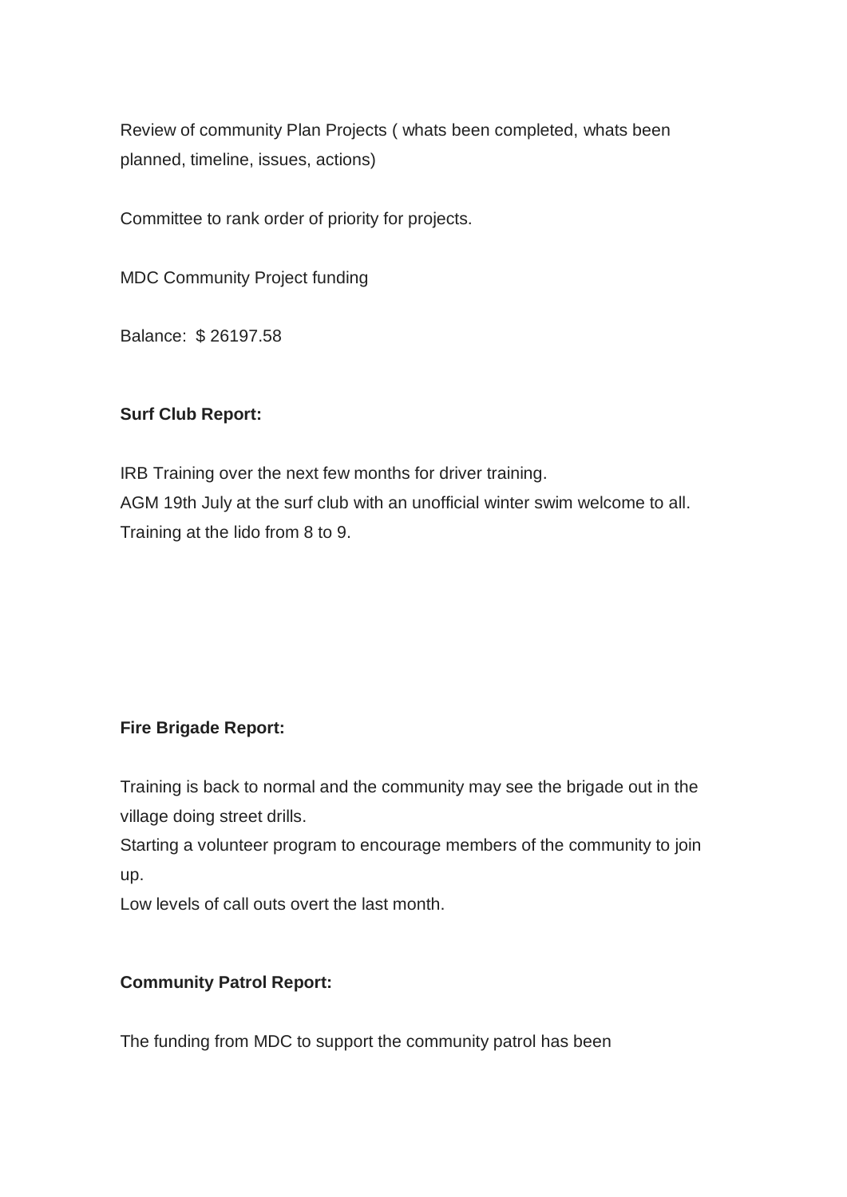Review of community Plan Projects ( whats been completed, whats been planned, timeline, issues, actions)

Committee to rank order of priority for projects.

MDC Community Project funding

Balance: $ 26197.58

**Surf Club Report:**

IRB Training over the next few months for driver training.
AGM 19th July at the surf club with an unofficial winter swim welcome to all.
Training at the lido from 8 to 9.

**Fire Brigade Report:**

Training is back to normal and the community may see the brigade out in the village doing street drills.
Starting a volunteer program to encourage members of the community to join up.
Low levels of call outs overt the last month.

**Community Patrol Report:**

The funding from MDC to support the community patrol has been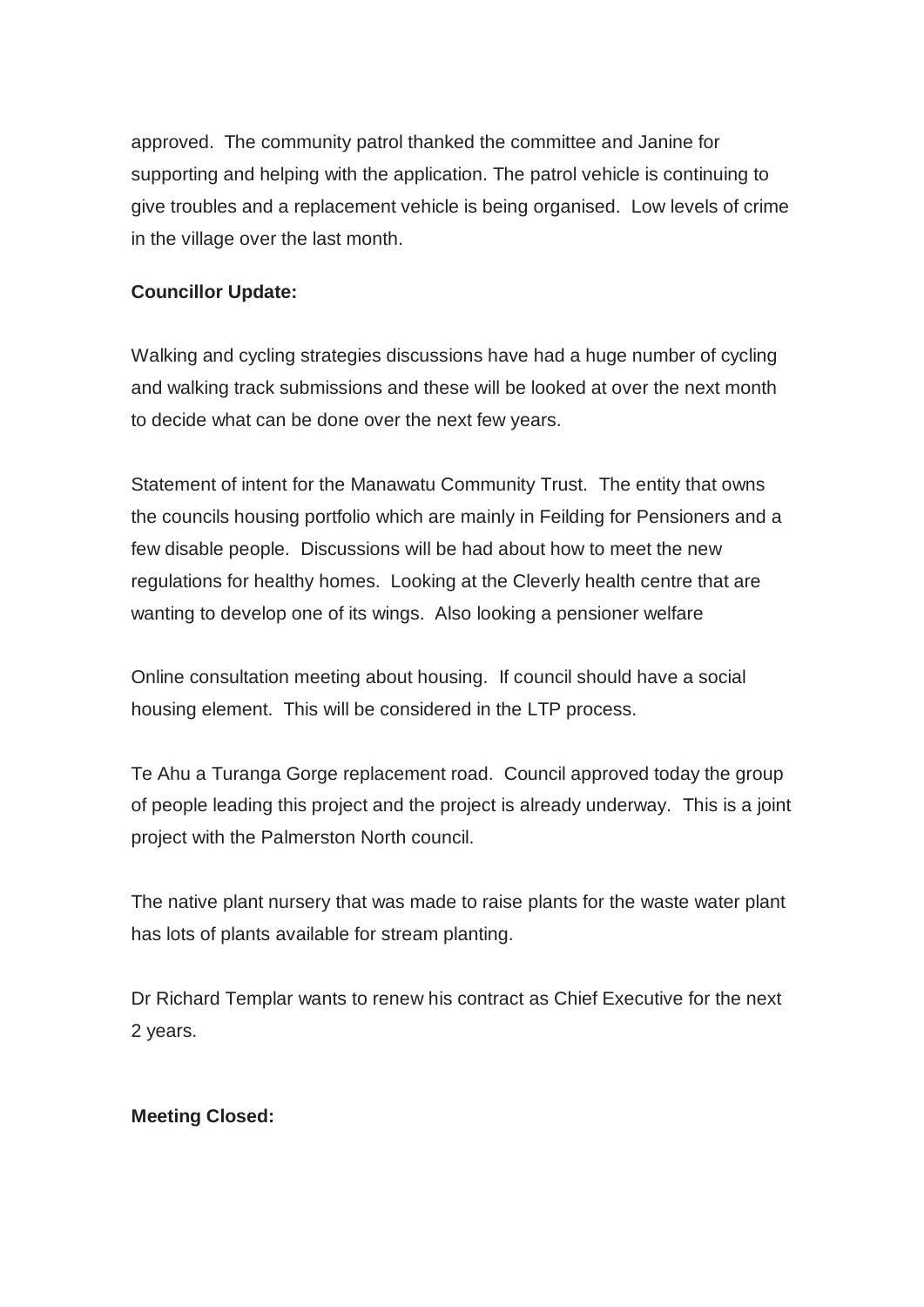approved. The community patrol thanked the committee and Janine for supporting and helping with the application. The patrol vehicle is continuing to give troubles and a replacement vehicle is being organised. Low levels of crime in the village over the last month.

**Councillor Update:**

Walking and cycling strategies discussions have had a huge number of cycling and walking track submissions and these will be looked at over the next month to decide what can be done over the next few years.

Statement of intent for the Manawatu Community Trust. The entity that owns the councils housing portfolio which are mainly in Feilding for Pensioners and a few disable people. Discussions will be had about how to meet the new regulations for healthy homes. Looking at the Cleverly health centre that are wanting to develop one of its wings. Also looking a pensioner welfare

Online consultation meeting about housing. If council should have a social housing element. This will be considered in the LTP process.

Te Ahu a Turanga Gorge replacement road. Council approved today the group of people leading this project and the project is already underway. This is a joint project with the Palmerston North council.

The native plant nursery that was made to raise plants for the waste water plant has lots of plants available for stream planting.

Dr Richard Templar wants to renew his contract as Chief Executive for the next 2 years.

**Meeting Closed:**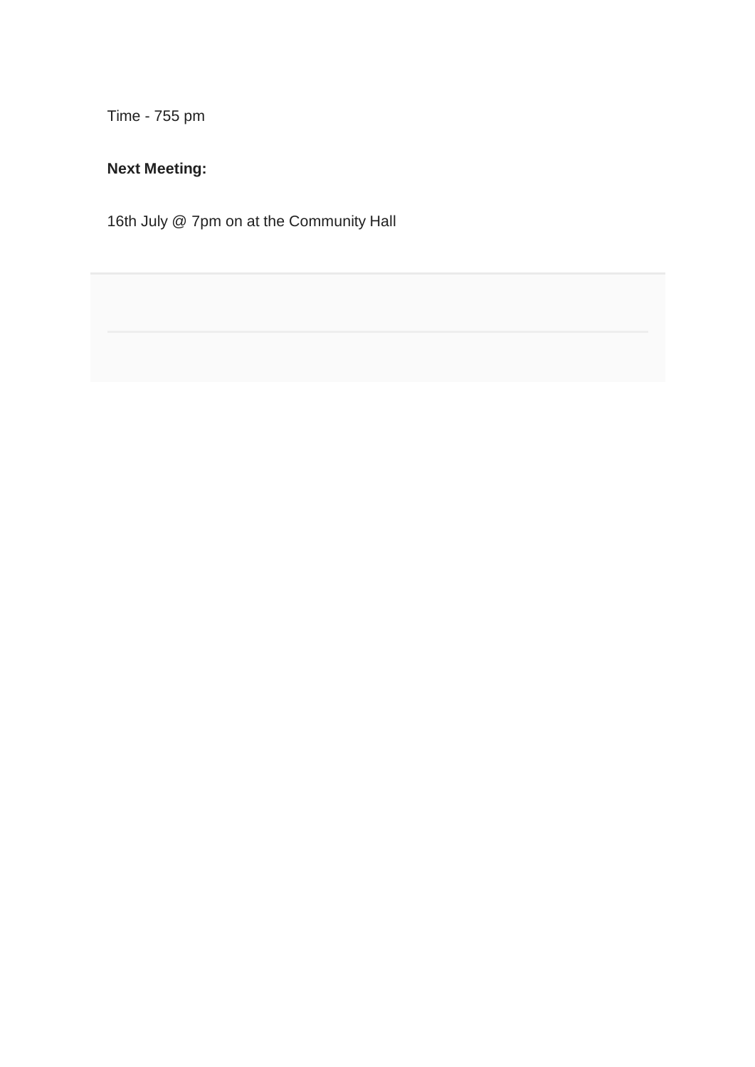Time - 755 pm

**Next Meeting:**

16th July @ 7pm on at the Community Hall